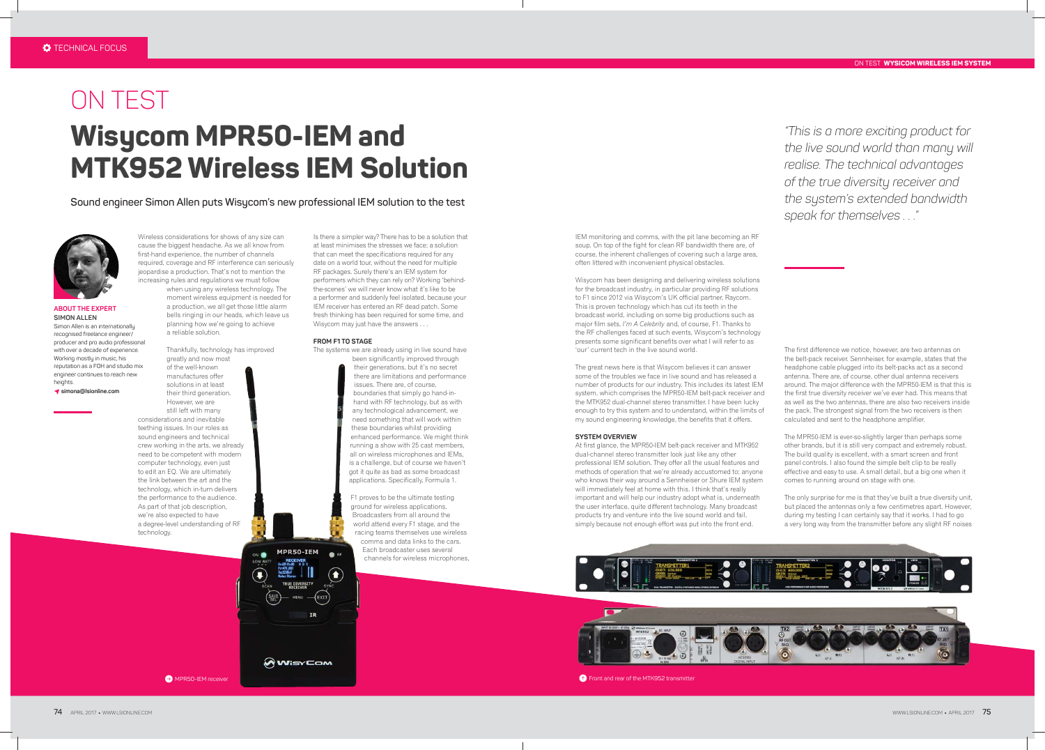# ON TEST

# Wisycom MPR50-IEM and MTK952 Wireless IEM Solution

Sound engineer Simon Allen puts Wisycom's new professional IEM solution to the test

**ABOUT THE EXPERT**

**SIMON ALLEN**

Simon Allen is an internationally recognised freelance engineer/producer and pro audio professional with over a decade of experience. Working mostly in music, his reputation as a FOH and studio mix engineer continues to reach new heights.

simona@lsionline.com

Wireless considerations for shows of any size can cause the biggest headache. As we all know from first-hand experience, the number of channels required, coverage and RF interference can seriously jeopardise a production. That's not to mention the increasing rules and regulations we must follow when using any wireless technology. The moment wireless equipment is needed for a production, we all get those little alarm bells ringing in our heads, which leave us planning how we're going to achieve a reliable solution.

Thankfully, technology has improved greatly and now most of the well-known manufactures offer solutions in at least their third generation. However, we are still left with many considerations and inevitable teething issues. In our roles as sound engineers and technical crew working in the arts, we already need to be competent with modern computer technology, even just to edit an EQ. We are ultimately the link between the art and the technology, which in-turn delivers the performance to the audience. As part of that job description, we're also expected to have a degree-level understanding of RF technology.

Is there a simpler way? There has to be a solution that at least minimises the stresses we face; a solution that can meet the specifications required for any date on a world tour, without the need for multiple RF packages. Surely there's an IEM system for performers which they can rely on? Working 'behind-the-scenes' we will never know what it's like to be a performer and suddenly feel isolated, because your IEM receiver has entered an RF dead patch. Some fresh thinking has been required for some time, and Wisycom may just have the answers . . .

### FROM F1 TO STAGE

The systems we are already using in live sound have been significantly improved through their generations, but it's no secret there are limitations and performance issues. There are, of course, boundaries that simply go hand-in-hand with RF technology, but as with any technological advancement, we need something that will work within these boundaries whilst providing enhanced performance. We might think running a show with 25 cast members, all on wireless microphones and IEMs, is a challenge, but of course we haven't got it quite as bad as some broadcast applications. Specifically, Formula 1.

F1 proves to be the ultimate testing ground for wireless applications. Broadcasters from all around the world attend every F1 stage, and the racing teams themselves use wireless comms and data links to the cars. Each broadcaster uses several channels for wireless microphones, IEM monitoring and comms, with the pit lane becoming an RF soup. On top of the fight for clean RF bandwidth there are, of course, the inherent challenges of covering such a large area, often littered with inconvenient physical obstacles.

Wisycom has been designing and delivering wireless solutions for the broadcast industry, in particular providing RF solutions to F1 since 2012 via Wisycom's UK official partner, Raycom. This is proven technology which has cut its teeth in the broadcast world, including on some big productions such as major film sets, *I'm A Celebrity* and, of course, F1. Thanks to the RF challenges faced at such events, Wisycom's technology presents some significant benefits over what I will refer to as 'our' current tech in the live sound world.

The great news here is that Wisycom believes it can answer some of the troubles we face in live sound and has released a number of products for our industry. This includes its latest IEM system, which comprises the MPR50-IEM belt-pack receiver and the MTK952 dual-channel stereo transmitter. I have been lucky enough to try this system and to understand, within the limits of my sound engineering knowledge, the benefits that it offers.

### SYSTEM OVERVIEW

At first glance, the MPR50-IEM belt-pack receiver and MTK952 dual-channel stereo transmitter look just like any other professional IEM solution. They offer all the usual features and methods of operation that we're already accustomed to; anyone who knows their way around a Sennheiser or Shure IEM system will immediately feel at home with this. I think that's really important and will help our industry adopt what is, underneath the user interface, quite different technology. Many broadcast products try and venture into the live sound world and fail, simply because not enough effort was put into the front end.

> *"This is a more exciting product for the live sound world than many will realise. The technical advantages of the true diversity receiver and the system's extended bandwidth speak for themselves . . ."*

The first difference we notice, however, are two antennas on the belt-pack receiver. Sennheiser, for example, states that the headphone cable plugged into its belt-packs act as a second antenna. There are, of course, other dual antenna receivers around. The major difference with the MPR50-IEM is that this is the first true diversity receiver we've ever had. This means that as well as the two antennas, there are also two receivers inside the pack. The strongest signal from the two receivers is then calculated and sent to the headphone amplifier.

The MPR50-IEM is ever-so-slightly larger than perhaps some other brands, but it is still very compact and extremely robust. The build quality is excellent, with a smart screen and front panel controls. I also found the simple belt clip to be really effective and easy to use. A small detail, but a big one when it comes to running around on stage with one.

The only surprise for me is that they've built a true diversity unit, but placed the antennas only a few centimetres apart. However, during my testing I can certainly say that it works. I had to go a very long way from the transmitter before any slight RF noises

MPR50-IEM receiver

Front and rear of the MTK952 transmitter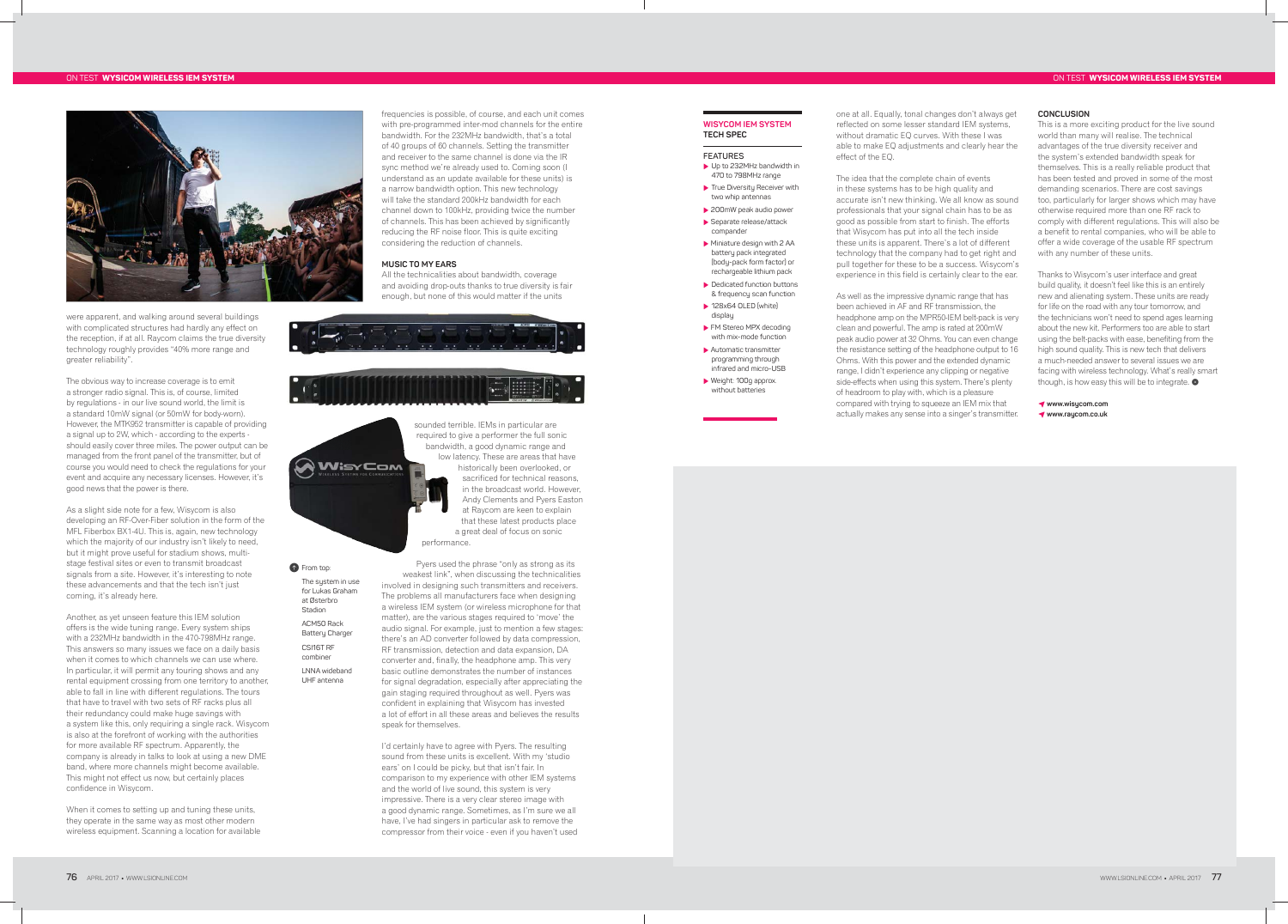were apparent, and walking around several buildings with complicated structures had hardly any effect on the reception, if at all. Raycom claims the true diversity technology roughly provides "40% more range and greater reliability".

The obvious way to increase coverage is to emit a stronger radio signal. This is, of course, limited by regulations - in our live sound world, the limit is a standard 10mW signal (or 50mW for body-worn). However, the MTK952 transmitter is capable of providing a signal up to 2W, which - according to the experts - should easily cover three miles. The power output can be managed from the front panel of the transmitter, but of course you would need to check the regulations for your event and acquire any necessary licenses. However, it's good news that the power is there.

As a slight side note for a few, Wisycom is also developing an RF-Over-Fiber solution in the form of the MFL Fiberbox BX1-4U. This is, again, new technology which the majority of our industry isn't likely to need, but it might prove useful for stadium shows, multi-stage festival sites or even to transmit broadcast signals from a site. However, it's interesting to note these advancements and that the tech isn't just coming, it's already here.

Another, as yet unseen feature this IEM solution offers is the wide tuning range. Every system ships with a 232MHz bandwidth in the 470-798MHz range. This answers so many issues we face on a daily basis when it comes to which channels we can use where. In particular, it will permit any touring shows and any rental equipment crossing from one territory to another, able to fall in line with different regulations. The tours that have to travel with two sets of RF racks plus all their redundancy could make huge savings with a system like this, only requiring a single rack. Wisycom is also at the forefront of working with the authorities for more available RF spectrum. Apparently, the company is already in talks to look at using a new DME band, where more channels might become available. This might not effect us now, but certainly places confidence in Wisycom.

When it comes to setting up and tuning these units, they operate in the same way as most other modern wireless equipment. Scanning a location for available frequencies is possible, of course, and each unit comes with pre-programmed inter-mod channels for the entire bandwidth. For the 232MHz bandwidth, that's a total of 40 groups of 60 channels. Setting the transmitter and receiver to the same channel is done via the IR sync method we're already used to. Coming soon (I understand as an update available for these units) is a narrow bandwidth option. This new technology will take the standard 200kHz bandwidth for each channel down to 100kHz, providing twice the number of channels. This has been achieved by significantly reducing the RF noise floor. This is quite exciting considering the reduction of channels.

### MUSIC TO MY EARS

All the technicalities about bandwidth, coverage and avoiding drop-outs thanks to true diversity is fair enough, but none of this would matter if the units sounded terrible. IEMs in particular are required to give a performer the full sonic bandwidth, a good dynamic range and low latency. These are areas that have historically been overlooked, or sacrificed for technical reasons, in the broadcast world. However, Andy Clements and Pyers Easton at Raycom are keen to explain that these latest products place a great deal of focus on sonic performance.

Pyers used the phrase "only as strong as its weakest link", when discussing the technicalities involved in designing such transmitters and receivers. The problems all manufacturers face when designing a wireless IEM system (or wireless microphone for that matter), are the various stages required to 'move' the audio signal. For example, just to mention a few stages: there's an AD converter followed by data compression, RF transmission, detection and data expansion, DA converter and, finally, the headphone amp. This very basic outline demonstrates the number of instances for signal degradation, especially after appreciating the gain staging required throughout as well. Pyers was confident in explaining that Wisycom has invested a lot of effort in all these areas and believes the results speak for themselves.

I'd certainly have to agree with Pyers. The resulting sound from these units is excellent. With my 'studio ears' on I could be picky, but that isn't fair. In comparison to my experience with other IEM systems and the world of live sound, this system is very impressive. There is a very clear stereo image with a good dynamic range. Sometimes, as I'm sure we all have, I've had singers in particular ask to remove the compressor from their voice - even if you haven't used one at all. Equally, tonal changes don't always get reflected on some lesser standard IEM systems, without dramatic EQ curves. With these I was able to make EQ adjustments and clearly hear the effect of the EQ.

The idea that the complete chain of events in these systems has to be high quality and accurate isn't new thinking. We all know as sound professionals that your signal chain has to be as good as possible from start to finish. The efforts that Wisycom has put into all the tech inside these units is apparent. There's a lot of different technology that the company had to get right and pull together for these to be a success. Wisycom's experience in this field is certainly clear to the ear.

As well as the impressive dynamic range that has been achieved in AF and RF transmission, the headphone amp on the MPR50-IEM belt-pack is very clean and powerful. The amp is rated at 200mW peak audio power at 32 Ohms. You can even change the resistance setting of the headphone output to 16 Ohms. With this power and the extended dynamic range, I didn't experience any clipping or negative side-effects when using this system. There's plenty of headroom to play with, which is a pleasure compared with trying to squeeze an IEM mix that actually makes any sense into a singer's transmitter.

From top:

The system in use for Lukas Graham at Østerbro Stadion

ACM50 Rack Battery Charger

CSI16T RF combiner

LNNA wideband UHF antenna

### WISYCOM IEM SYSTEM TECH SPEC

**FEATURES**

- Up to 232MHz bandwidth in 470 to 798MHz range
- True Diversity Receiver with two whip antennas
- 200mW peak audio power
- Separate release/attack compander
- Miniature design with 2 AA battery pack integrated (body-pack form factor) or rechargeable lithium pack
- Dedicated function buttons & frequency scan function
- 128x64 OLED (white) display
- FM Stereo MPX decoding with mix-mode function
- Automatic transmitter programming through infrared and micro-USB
- Weight: 100g approx without batteries

### CONCLUSION

This is a more exciting product for the live sound world than many will realise. The technical advantages of the true diversity receiver and the system's extended bandwidth speak for themselves. This is a really reliable product that has been tested and proved in some of the most demanding scenarios. There are cost savings too, particularly for larger shows which may have otherwise required more than one RF rack to comply with different regulations. This will also be a benefit to rental companies, who will be able to offer a wide coverage of the usable RF spectrum with any number of these units.

Thanks to Wisycom's user interface and great build quality, it doesn't feel like this is an entirely new and alienating system. These units are ready for life on the road with any tour tomorrow, and the technicians won't need to spend ages learning about the new kit. Performers too are able to start using the belt-packs with ease, benefiting from the high sound quality. This is new tech that delivers a much-needed answer to several issues we are facing with wireless technology. What's really smart though, is how easy this will be to integrate.

www.wisycom.com
www.raycom.co.uk